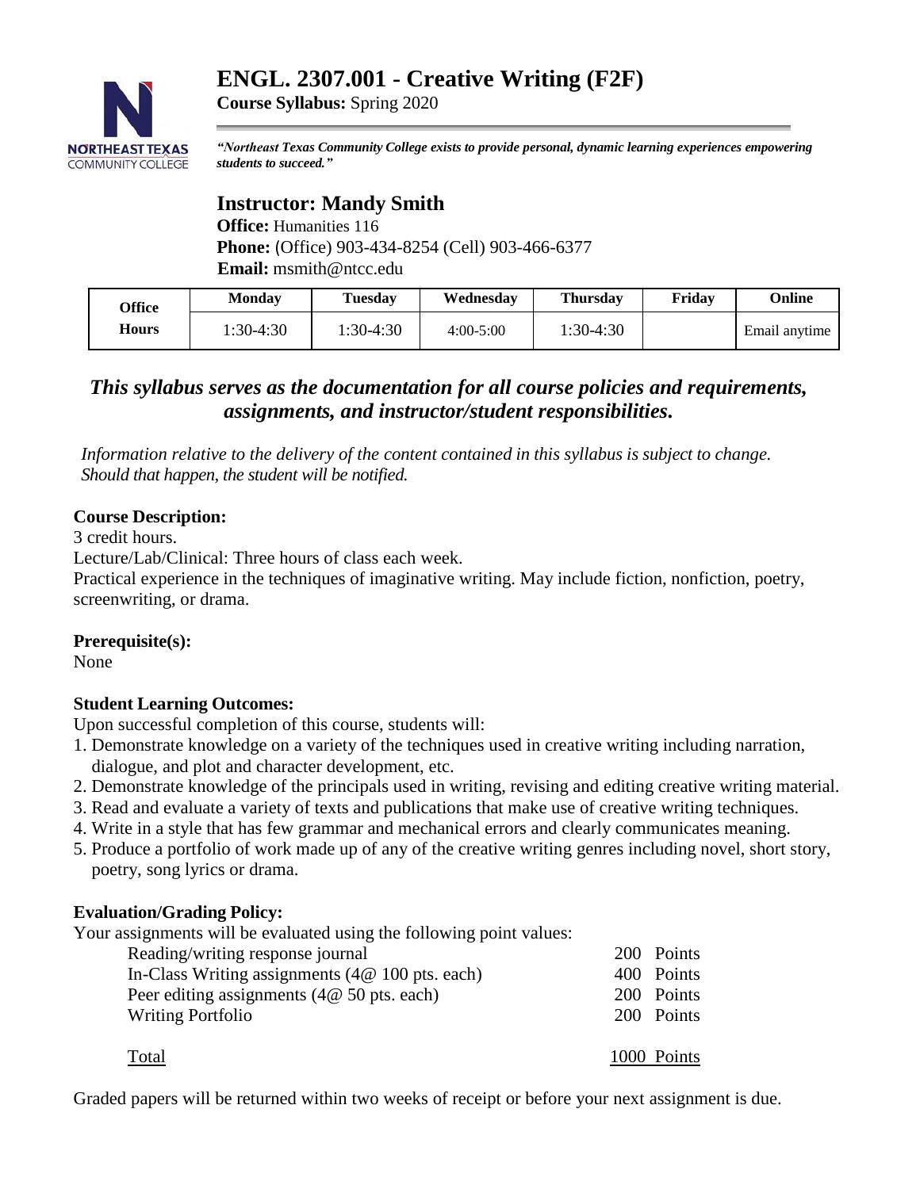# ENGL. 2307.001 - Creative Writing (F2F)

**Course Syllabus:** Spring 2020

***"Northeast Texas Community College exists to provide personal, dynamic learning experiences empowering students to succeed."***

## Instructor: Mandy Smith

**Office:** Humanities 116
**Phone:** (Office) 903-434-8254 (Cell) 903-466-6377
**Email:** msmith@ntcc.edu

| Office Hours | Monday | Tuesday | Wednesday | Thursday | Friday | Online |
|---|---|---|---|---|---|---|
| | 1:30-4:30 | 1:30-4:30 | 4:00-5:00 | 1:30-4:30 | | Email anytime |

***This syllabus serves as the documentation for all course policies and requirements, assignments, and instructor/student responsibilities.***

*Information relative to the delivery of the content contained in this syllabus is subject to change. Should that happen, the student will be notified.*

**Course Description:**

3 credit hours.
Lecture/Lab/Clinical: Three hours of class each week.
Practical experience in the techniques of imaginative writing. May include fiction, nonfiction, poetry, screenwriting, or drama.

**Prerequisite(s):**

None

**Student Learning Outcomes:**

Upon successful completion of this course, students will:

1. Demonstrate knowledge on a variety of the techniques used in creative writing including narration, dialogue, and plot and character development, etc.
2. Demonstrate knowledge of the principals used in writing, revising and editing creative writing material.
3. Read and evaluate a variety of texts and publications that make use of creative writing techniques.
4. Write in a style that has few grammar and mechanical errors and clearly communicates meaning.
5. Produce a portfolio of work made up of any of the creative writing genres including novel, short story, poetry, song lyrics or drama.

**Evaluation/Grading Policy:**

Your assignments will be evaluated using the following point values:

| | |
|---|---|
| Reading/writing response journal | 200 Points |
| In-Class Writing assignments (4@ 100 pts. each) | 400 Points |
| Peer editing assignments (4@ 50 pts. each) | 200 Points |
| Writing Portfolio | 200 Points |
| Total | 1000 Points |

Graded papers will be returned within two weeks of receipt or before your next assignment is due.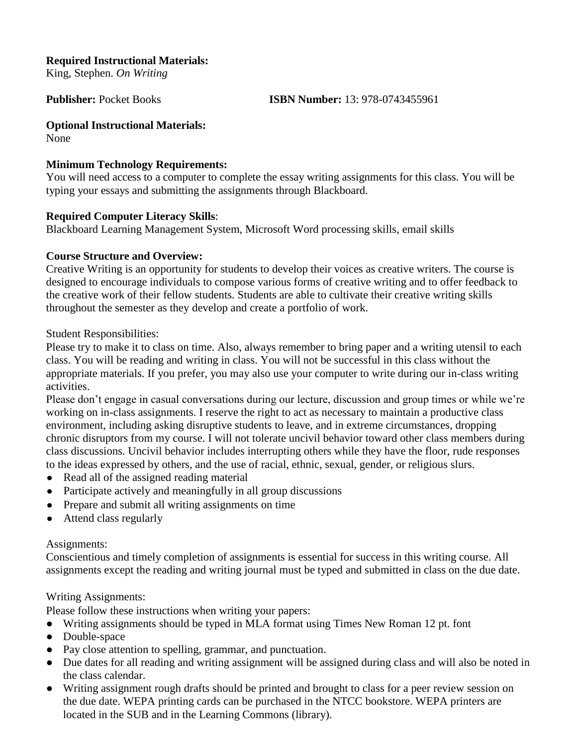**Required Instructional Materials:**
King, Stephen. *On Writing*

**Publisher:** Pocket Books **ISBN Number:** 13: 978-0743455961

**Optional Instructional Materials:**
None

**Minimum Technology Requirements:**
You will need access to a computer to complete the essay writing assignments for this class. You will be typing your essays and submitting the assignments through Blackboard.

**Required Computer Literacy Skills**:
Blackboard Learning Management System, Microsoft Word processing skills, email skills

**Course Structure and Overview:**
Creative Writing is an opportunity for students to develop their voices as creative writers. The course is designed to encourage individuals to compose various forms of creative writing and to offer feedback to the creative work of their fellow students. Students are able to cultivate their creative writing skills throughout the semester as they develop and create a portfolio of work.

Student Responsibilities:
Please try to make it to class on time. Also, always remember to bring paper and a writing utensil to each class. You will be reading and writing in class. You will not be successful in this class without the appropriate materials. If you prefer, you may also use your computer to write during our in-class writing activities.
Please don't engage in casual conversations during our lecture, discussion and group times or while we're working on in-class assignments. I reserve the right to act as necessary to maintain a productive class environment, including asking disruptive students to leave, and in extreme circumstances, dropping chronic disruptors from my course. I will not tolerate uncivil behavior toward other class members during class discussions. Uncivil behavior includes interrupting others while they have the floor, rude responses to the ideas expressed by others, and the use of racial, ethnic, sexual, gender, or religious slurs.

- Read all of the assigned reading material
- Participate actively and meaningfully in all group discussions
- Prepare and submit all writing assignments on time
- Attend class regularly

Assignments:
Conscientious and timely completion of assignments is essential for success in this writing course. All assignments except the reading and writing journal must be typed and submitted in class on the due date.

Writing Assignments:
Please follow these instructions when writing your papers:

- Writing assignments should be typed in MLA format using Times New Roman 12 pt. font
- Double-space
- Pay close attention to spelling, grammar, and punctuation.
- Due dates for all reading and writing assignment will be assigned during class and will also be noted in the class calendar.
- Writing assignment rough drafts should be printed and brought to class for a peer review session on the due date. WEPA printing cards can be purchased in the NTCC bookstore. WEPA printers are located in the SUB and in the Learning Commons (library).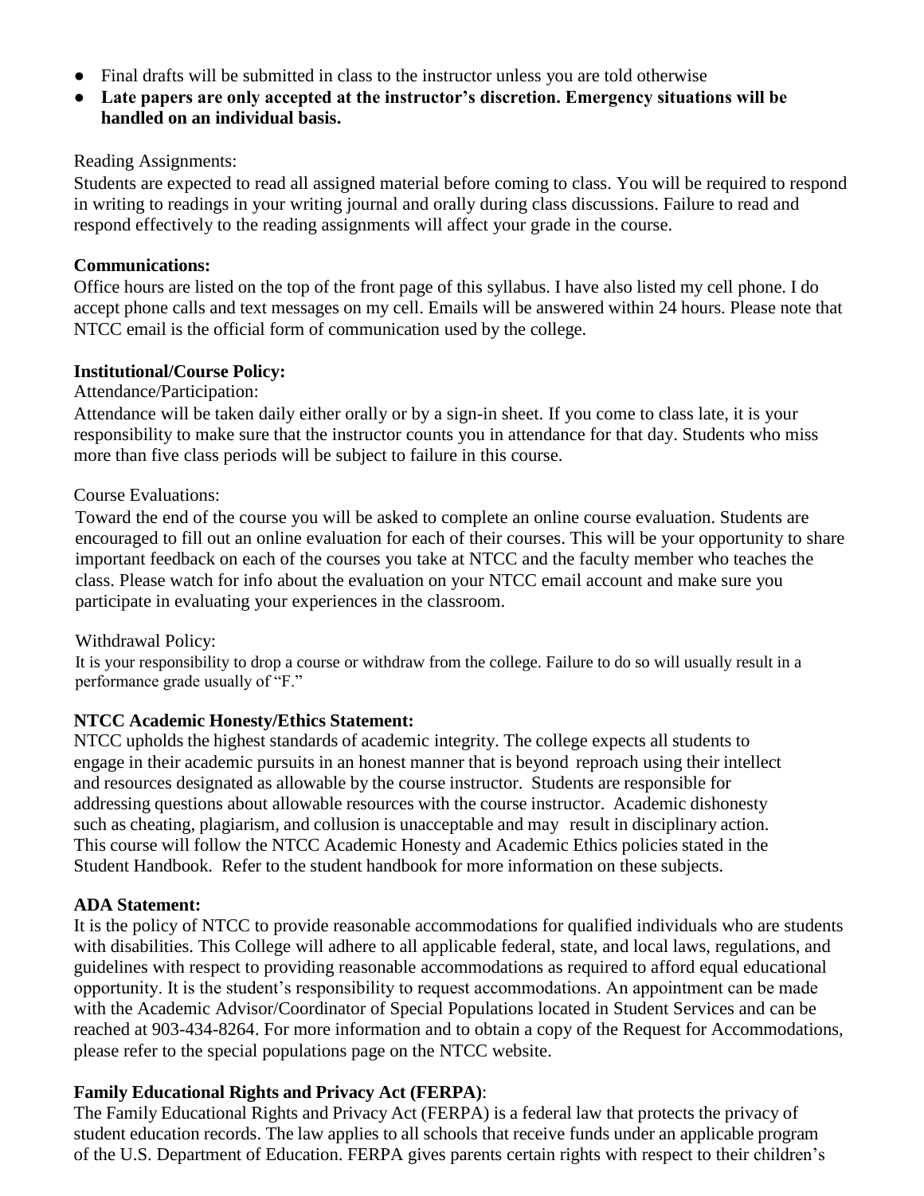- Final drafts will be submitted in class to the instructor unless you are told otherwise
- **Late papers are only accepted at the instructor's discretion. Emergency situations will be handled on an individual basis.**

Reading Assignments:

Students are expected to read all assigned material before coming to class. You will be required to respond in writing to readings in your writing journal and orally during class discussions. Failure to read and respond effectively to the reading assignments will affect your grade in the course.

**Communications:**

Office hours are listed on the top of the front page of this syllabus. I have also listed my cell phone. I do accept phone calls and text messages on my cell. Emails will be answered within 24 hours. Please note that NTCC email is the official form of communication used by the college.

**Institutional/Course Policy:**

Attendance/Participation:

Attendance will be taken daily either orally or by a sign-in sheet. If you come to class late, it is your responsibility to make sure that the instructor counts you in attendance for that day. Students who miss more than five class periods will be subject to failure in this course.

Course Evaluations:

Toward the end of the course you will be asked to complete an online course evaluation. Students are encouraged to fill out an online evaluation for each of their courses. This will be your opportunity to share important feedback on each of the courses you take at NTCC and the faculty member who teaches the class. Please watch for info about the evaluation on your NTCC email account and make sure you participate in evaluating your experiences in the classroom.

Withdrawal Policy:

It is your responsibility to drop a course or withdraw from the college. Failure to do so will usually result in a performance grade usually of "F."

**NTCC Academic Honesty/Ethics Statement:**

NTCC upholds the highest standards of academic integrity. The college expects all students to engage in their academic pursuits in an honest manner that is beyond reproach using their intellect and resources designated as allowable by the course instructor. Students are responsible for addressing questions about allowable resources with the course instructor. Academic dishonesty such as cheating, plagiarism, and collusion is unacceptable and may result in disciplinary action. This course will follow the NTCC Academic Honesty and Academic Ethics policies stated in the Student Handbook. Refer to the student handbook for more information on these subjects.

**ADA Statement:**

It is the policy of NTCC to provide reasonable accommodations for qualified individuals who are students with disabilities. This College will adhere to all applicable federal, state, and local laws, regulations, and guidelines with respect to providing reasonable accommodations as required to afford equal educational opportunity. It is the student's responsibility to request accommodations. An appointment can be made with the Academic Advisor/Coordinator of Special Populations located in Student Services and can be reached at 903-434-8264. For more information and to obtain a copy of the Request for Accommodations, please refer to the special populations page on the NTCC website.

**Family Educational Rights and Privacy Act (FERPA)**:

The Family Educational Rights and Privacy Act (FERPA) is a federal law that protects the privacy of student education records. The law applies to all schools that receive funds under an applicable program of the U.S. Department of Education. FERPA gives parents certain rights with respect to their children's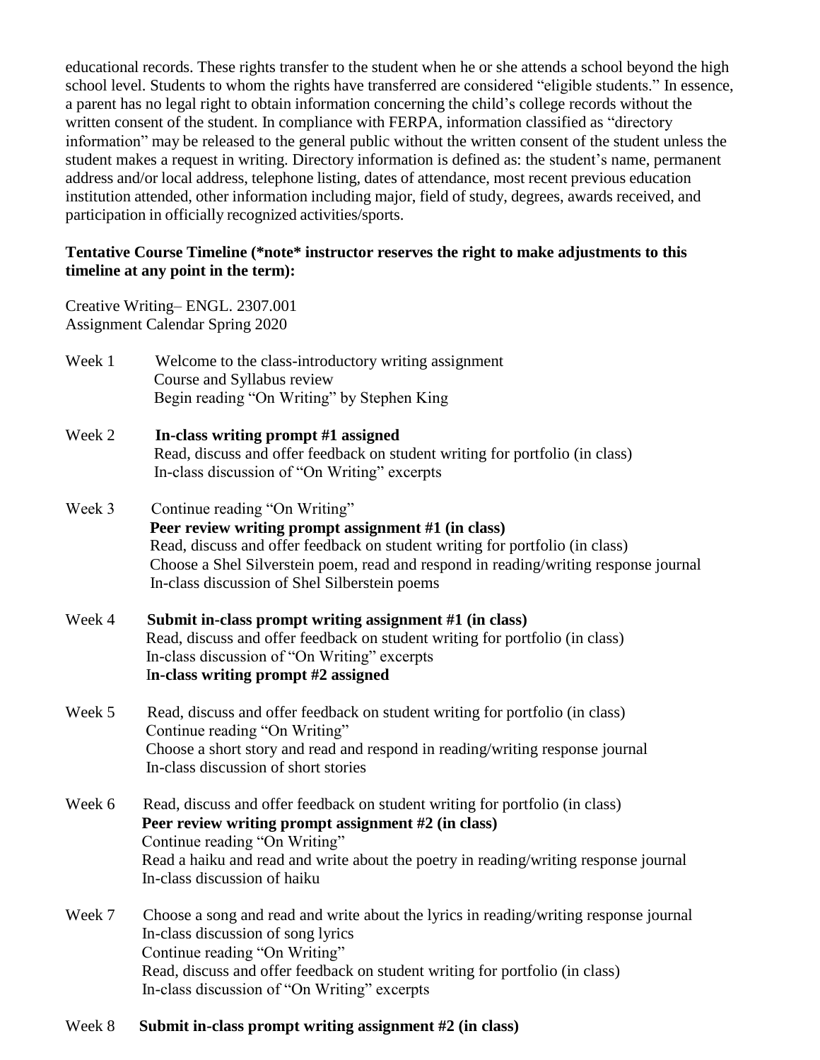educational records. These rights transfer to the student when he or she attends a school beyond the high school level. Students to whom the rights have transferred are considered "eligible students." In essence, a parent has no legal right to obtain information concerning the child's college records without the written consent of the student. In compliance with FERPA, information classified as "directory information" may be released to the general public without the written consent of the student unless the student makes a request in writing. Directory information is defined as: the student's name, permanent address and/or local address, telephone listing, dates of attendance, most recent previous education institution attended, other information including major, field of study, degrees, awards received, and participation in officially recognized activities/sports.

**Tentative Course Timeline (*note* instructor reserves the right to make adjustments to this timeline at any point in the term):**

Creative Writing– ENGL. 2307.001
Assignment Calendar Spring 2020

Week 1
- Welcome to the class-introductory writing assignment
- Course and Syllabus review
- Begin reading "On Writing" by Stephen King

Week 2
- **In-class writing prompt #1 assigned**
- Read, discuss and offer feedback on student writing for portfolio (in class)
- In-class discussion of "On Writing" excerpts

Week 3
- Continue reading "On Writing"
- **Peer review writing prompt assignment #1 (in class)**
- Read, discuss and offer feedback on student writing for portfolio (in class)
- Choose a Shel Silverstein poem, read and respond in reading/writing response journal
- In-class discussion of Shel Silberstein poems

Week 4
- **Submit in-class prompt writing assignment #1 (in class)**
- Read, discuss and offer feedback on student writing for portfolio (in class)
- In-class discussion of "On Writing" excerpts
- **In-class writing prompt #2 assigned**

Week 5
- Read, discuss and offer feedback on student writing for portfolio (in class)
- Continue reading "On Writing"
- Choose a short story and read and respond in reading/writing response journal
- In-class discussion of short stories

Week 6
- Read, discuss and offer feedback on student writing for portfolio (in class)
- **Peer review writing prompt assignment #2 (in class)**
- Continue reading "On Writing"
- Read a haiku and read and write about the poetry in reading/writing response journal
- In-class discussion of haiku

Week 7
- Choose a song and read and write about the lyrics in reading/writing response journal
- In-class discussion of song lyrics
- Continue reading "On Writing"
- Read, discuss and offer feedback on student writing for portfolio (in class)
- In-class discussion of "On Writing" excerpts

Week 8
- **Submit in-class prompt writing assignment #2 (in class)**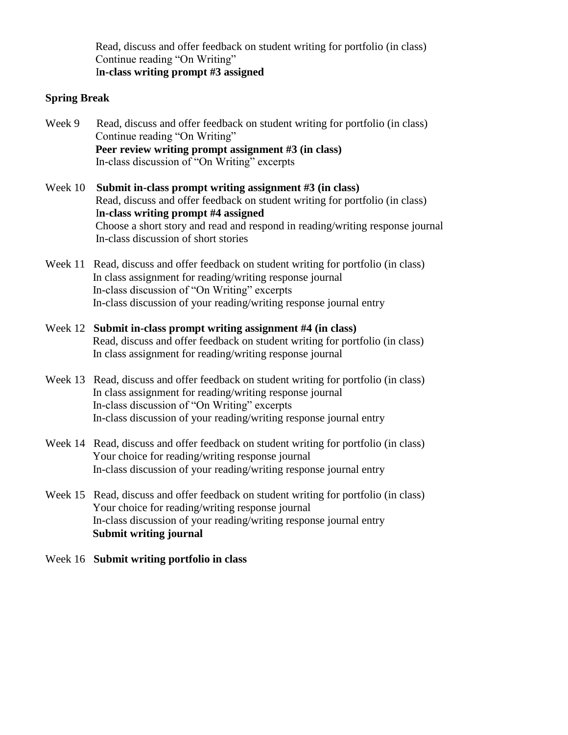Read, discuss and offer feedback on student writing for portfolio (in class)
Continue reading "On Writing"
**In-class writing prompt #3 assigned**

**Spring Break**

Week 9 Read, discuss and offer feedback on student writing for portfolio (in class)
Continue reading "On Writing"
**Peer review writing prompt assignment #3 (in class)**
In-class discussion of "On Writing" excerpts

Week 10 **Submit in-class prompt writing assignment #3 (in class)**
Read, discuss and offer feedback on student writing for portfolio (in class)
**In-class writing prompt #4 assigned**
Choose a short story and read and respond in reading/writing response journal
In-class discussion of short stories

Week 11 Read, discuss and offer feedback on student writing for portfolio (in class)
In class assignment for reading/writing response journal
In-class discussion of "On Writing" excerpts
In-class discussion of your reading/writing response journal entry

Week 12 **Submit in-class prompt writing assignment #4 (in class)**
Read, discuss and offer feedback on student writing for portfolio (in class)
In class assignment for reading/writing response journal

Week 13 Read, discuss and offer feedback on student writing for portfolio (in class)
In class assignment for reading/writing response journal
In-class discussion of "On Writing" excerpts
In-class discussion of your reading/writing response journal entry

Week 14 Read, discuss and offer feedback on student writing for portfolio (in class)
Your choice for reading/writing response journal
In-class discussion of your reading/writing response journal entry

Week 15 Read, discuss and offer feedback on student writing for portfolio (in class)
Your choice for reading/writing response journal
In-class discussion of your reading/writing response journal entry
**Submit writing journal**

Week 16 **Submit writing portfolio in class**